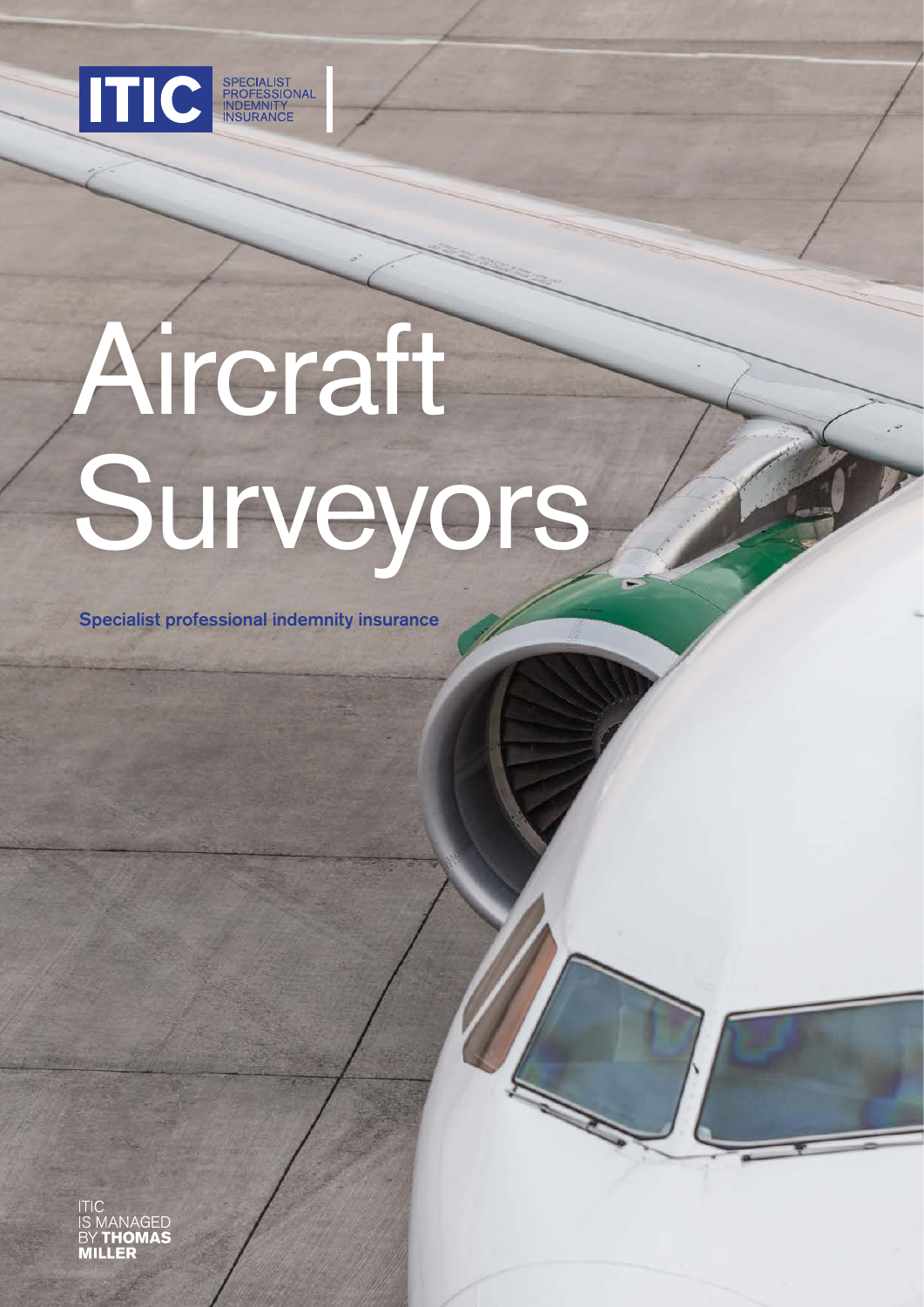ITIC SPECIALIST PROFESSIONAL INDEMNITY INSURANCE

# Aircraft Surveyors

**Specialist professional indemnity insurance**

ITIC IS MANAGED BY **THOMAS MILLER**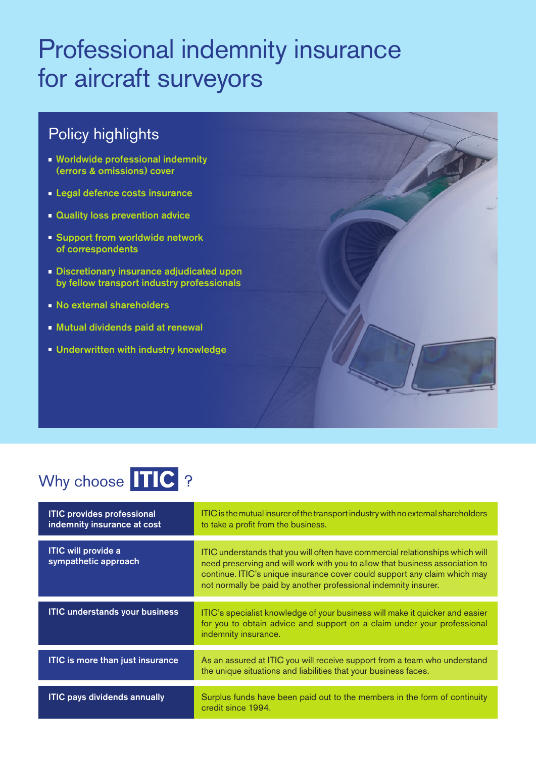# Professional indemnity insurance for aircraft surveyors

## Policy highlights

- Worldwide professional indemnity (errors & omissions) cover
- Legal defence costs insurance
- Quality loss prevention advice
- Support from worldwide network of correspondents
- Discretionary insurance adjudicated upon by fellow transport industry professionals
- No external shareholders
- Mutual dividends paid at renewal
- Underwritten with industry knowledge

## Why choose ITIC ?

| | |
|---|---|
| **ITIC provides professional indemnity insurance at cost** | ITIC is the mutual insurer of the transport industry with no external shareholders to take a profit from the business. |
| **ITIC will provide a sympathetic approach** | ITIC understands that you will often have commercial relationships which will need preserving and will work with you to allow that business association to continue. ITIC's unique insurance cover could support any claim which may not normally be paid by another professional indemnity insurer. |
| **ITIC understands your business** | ITIC's specialist knowledge of your business will make it quicker and easier for you to obtain advice and support on a claim under your professional indemnity insurance. |
| **ITIC is more than just insurance** | As an assured at ITIC you will receive support from a team who understand the unique situations and liabilities that your business faces. |
| **ITIC pays dividends annually** | Surplus funds have been paid out to the members in the form of continuity credit since 1994. |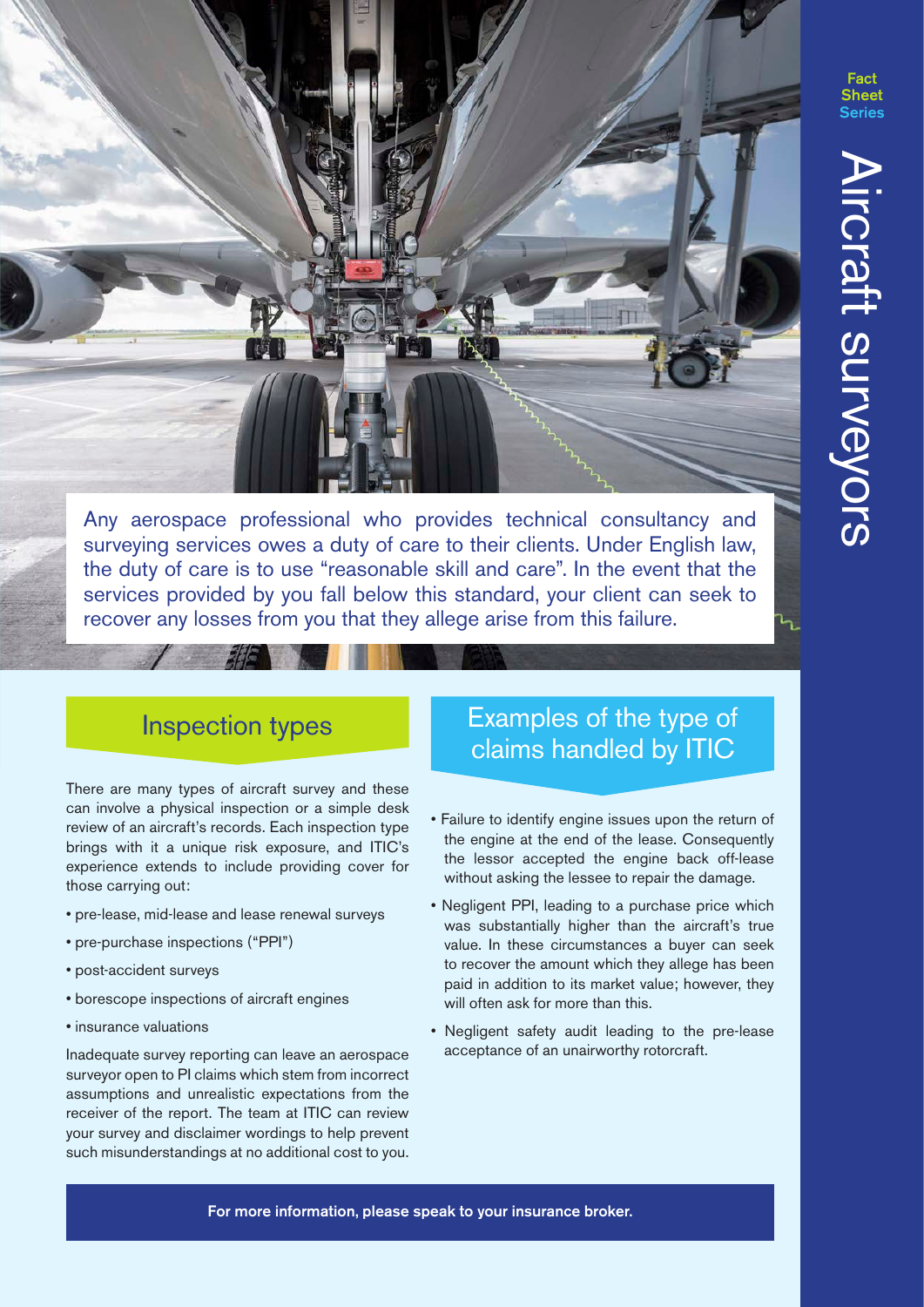# Aircraft surveyors

Fact Sheet Series

Any aerospace professional who provides technical consultancy and surveying services owes a duty of care to their clients. Under English law, the duty of care is to use "reasonable skill and care". In the event that the services provided by you fall below this standard, your client can seek to recover any losses from you that they allege arise from this failure.

## Inspection types

There are many types of aircraft survey and these can involve a physical inspection or a simple desk review of an aircraft's records. Each inspection type brings with it a unique risk exposure, and ITIC's experience extends to include providing cover for those carrying out:

- pre-lease, mid-lease and lease renewal surveys
- pre-purchase inspections ("PPI")
- post-accident surveys
- borescope inspections of aircraft engines
- insurance valuations

Inadequate survey reporting can leave an aerospace surveyor open to PI claims which stem from incorrect assumptions and unrealistic expectations from the receiver of the report. The team at ITIC can review your survey and disclaimer wordings to help prevent such misunderstandings at no additional cost to you.

## Examples of the type of claims handled by ITIC

- Failure to identify engine issues upon the return of the engine at the end of the lease. Consequently the lessor accepted the engine back off-lease without asking the lessee to repair the damage.
- Negligent PPI, leading to a purchase price which was substantially higher than the aircraft's true value. In these circumstances a buyer can seek to recover the amount which they allege has been paid in addition to its market value; however, they will often ask for more than this.
- Negligent safety audit leading to the pre-lease acceptance of an unairworthy rotorcraft.

**For more information, please speak to your insurance broker.**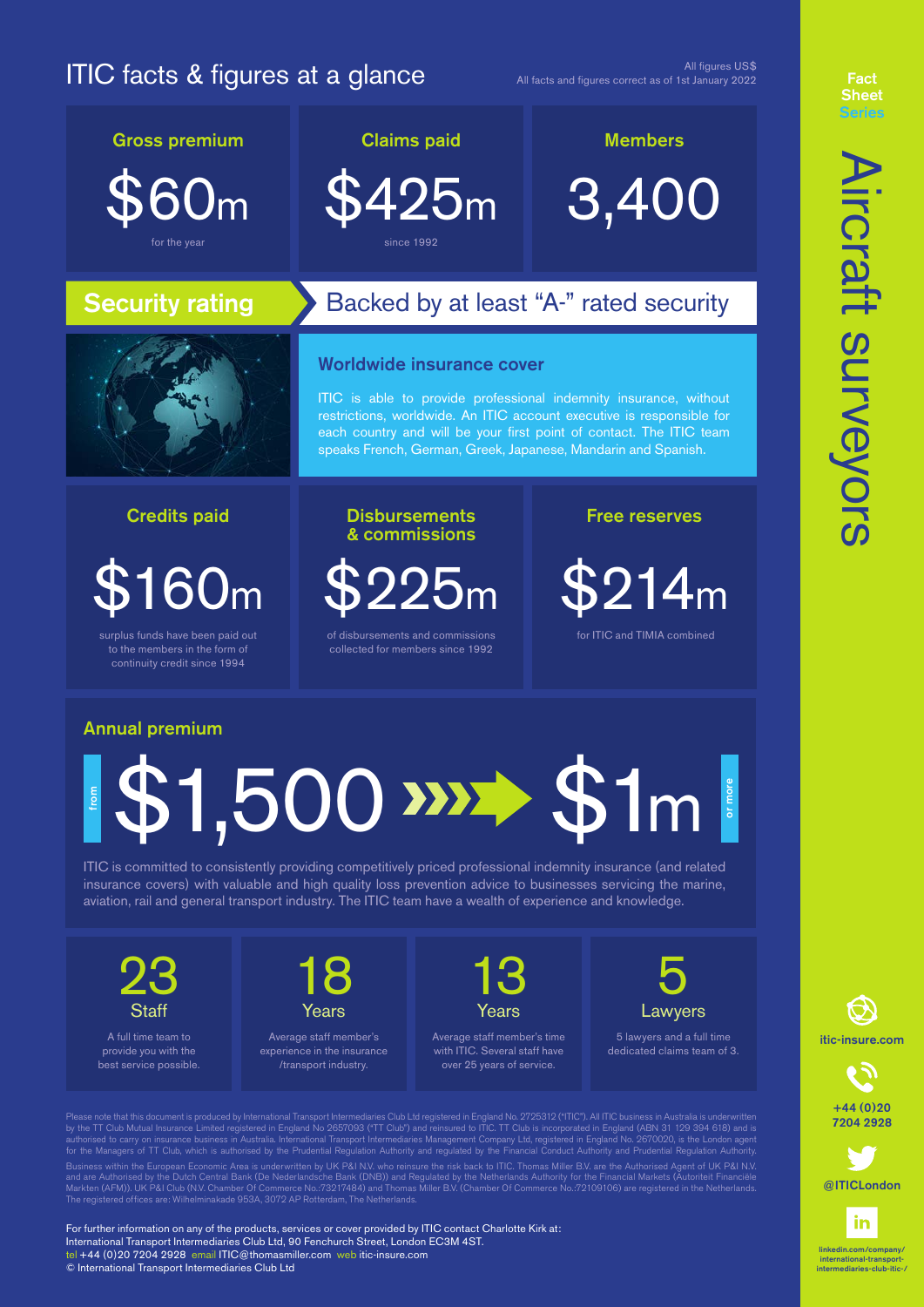# ITIC facts & figures at a glance

All figures US$
All facts and figures correct as of 1st January 2022

**Fact Sheet Series**

**Aircraft surveyors**

### Gross premium

$60m

for the year

### Claims paid

$425m

since 1992

### Members

3,400

### Security rating

Backed by at least "A-" rated security

### Worldwide insurance cover

ITIC is able to provide professional indemnity insurance, without restrictions, worldwide. An ITIC account executive is responsible for each country and will be your first point of contact. The ITIC team speaks French, German, Greek, Japanese, Mandarin and Spanish.

### Credits paid

$160m

surplus funds have been paid out to the members in the form of continuity credit since 1994

### Disbursements & commissions

$225m

of disbursements and commissions collected for members since 1992

### Free reserves

$214m

for ITIC and TIMIA combined

### Annual premium

from $1,500 → $1m or more

ITIC is committed to consistently providing competitively priced professional indemnity insurance (and related insurance covers) with valuable and high quality loss prevention advice to businesses servicing the marine, aviation, rail and general transport industry. The ITIC team have a wealth of experience and knowledge.

**23 Staff**
A full time team to provide you with the best service possible.

**18 Years**
Average staff member's experience in the insurance /transport industry.

**13 Years**
Average staff member's time with ITIC. Several staff have over 25 years of service.

**5 Lawyers**
5 lawyers and a full time dedicated claims team of 3.

Please note that this document is produced by International Transport Intermediaries Club Ltd registered in England No. 2725312 ("ITIC"). All ITIC business in Australia is underwritten by the TT Club Mutual Insurance Limited registered in England No 2657093 ("TT Club") and reinsured to ITIC. TT Club is incorporated in England (ABN 31 129 394 618) and is authorised to carry on insurance business in Australia. International Transport Intermediaries Management Company Ltd, registered in England No. 2670020, is the London agent for the Managers of TT Club, which is authorised by the Prudential Regulation Authority and regulated by the Financial Conduct Authority and Prudential Regulation Authority.

Business within the European Economic Area is underwritten by UK P&I N.V. who reinsure the risk back to ITIC. Thomas Miller B.V. are the Authorised Agent of UK P&I N.V. and are Authorised by the Dutch Central Bank (De Nederlandsche Bank (DNB)) and Regulated by the Netherlands Authority for the Financial Markets (Autoriteit Financiële Markten (AFM)). UK P&I Club (N.V. Chamber Of Commerce No.:73217484) and Thomas Miller B.V. (Chamber Of Commerce No.:72109106) are registered in the Netherlands. The registered offices are: Wilhelminakade 953A, 3072 AP Rotterdam, The Netherlands.

For further information on any of the products, services or cover provided by ITIC contact Charlotte Kirk at:
International Transport Intermediaries Club Ltd, 90 Fenchurch Street, London EC3M 4ST.
tel +44 (0)20 7204 2928 email ITIC@thomasmiller.com web itic-insure.com
© International Transport Intermediaries Club Ltd

itic-insure.com

+44 (0)20 7204 2928

@ITICLondon

linkedin.com/company/international-transport-intermediaries-club-itic-/